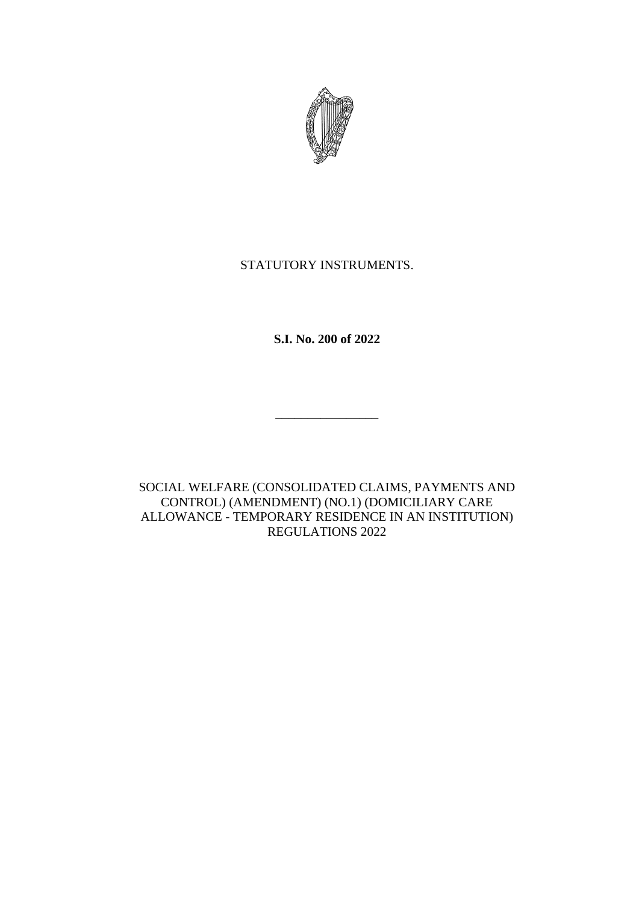STATUTORY INSTRUMENTS.

**S.I. No. 200 of 2022**

---

SOCIAL WELFARE (CONSOLIDATED CLAIMS, PAYMENTS AND CONTROL) (AMENDMENT) (NO.1) (DOMICILIARY CARE ALLOWANCE - TEMPORARY RESIDENCE IN AN INSTITUTION) REGULATIONS 2022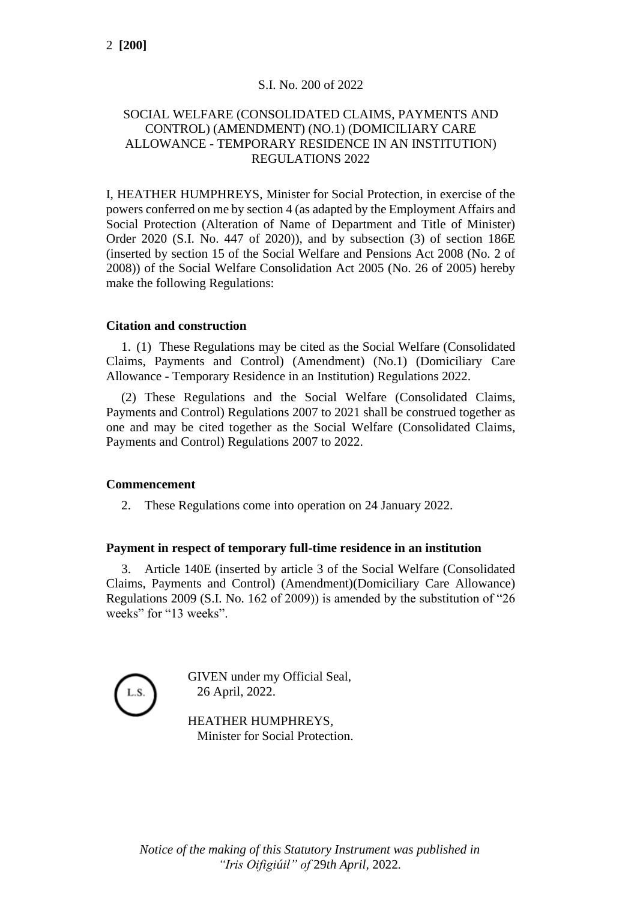S.I. No. 200 of 2022

# SOCIAL WELFARE (CONSOLIDATED CLAIMS, PAYMENTS AND CONTROL) (AMENDMENT) (NO.1) (DOMICILIARY CARE ALLOWANCE - TEMPORARY RESIDENCE IN AN INSTITUTION) REGULATIONS 2022

I, HEATHER HUMPHREYS, Minister for Social Protection, in exercise of the powers conferred on me by section 4 (as adapted by the Employment Affairs and Social Protection (Alteration of Name of Department and Title of Minister) Order 2020 (S.I. No. 447 of 2020)), and by subsection (3) of section 186E (inserted by section 15 of the Social Welfare and Pensions Act 2008 (No. 2 of 2008)) of the Social Welfare Consolidation Act 2005 (No. 26 of 2005) hereby make the following Regulations:

**Citation and construction**

1. (1) These Regulations may be cited as the Social Welfare (Consolidated Claims, Payments and Control) (Amendment) (No.1) (Domiciliary Care Allowance - Temporary Residence in an Institution) Regulations 2022.

(2) These Regulations and the Social Welfare (Consolidated Claims, Payments and Control) Regulations 2007 to 2021 shall be construed together as one and may be cited together as the Social Welfare (Consolidated Claims, Payments and Control) Regulations 2007 to 2022.

**Commencement**

2. These Regulations come into operation on 24 January 2022.

**Payment in respect of temporary full-time residence in an institution**

3. Article 140E (inserted by article 3 of the Social Welfare (Consolidated Claims, Payments and Control) (Amendment)(Domiciliary Care Allowance) Regulations 2009 (S.I. No. 162 of 2009)) is amended by the substitution of “26 weeks” for “13 weeks”.

L.S.

GIVEN under my Official Seal,
26 April, 2022.

HEATHER HUMPHREYS,
Minister for Social Protection.

*Notice of the making of this Statutory Instrument was published in “Iris Oifigiúil” of 29th April, 2022.*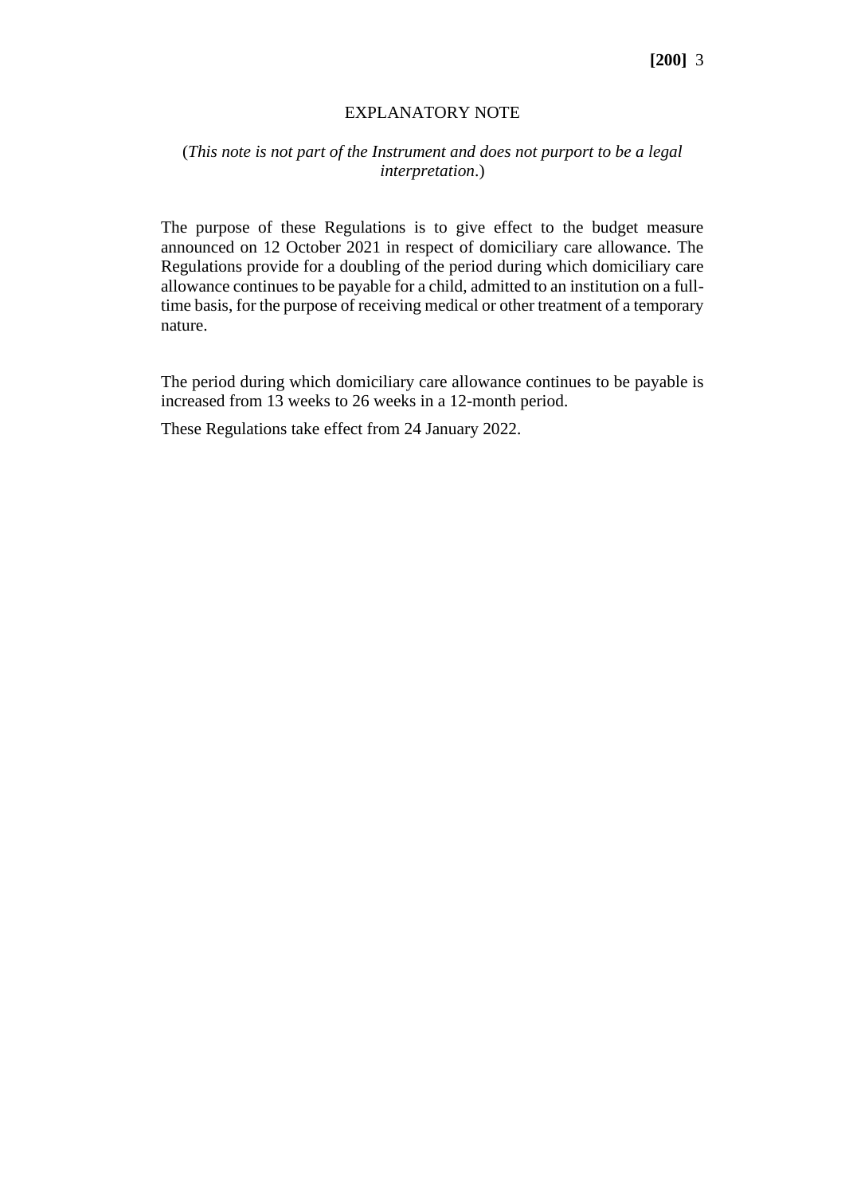## EXPLANATORY NOTE

(*This note is not part of the Instrument and does not purport to be a legal interpretation*.)

The purpose of these Regulations is to give effect to the budget measure announced on 12 October 2021 in respect of domiciliary care allowance. The Regulations provide for a doubling of the period during which domiciliary care allowance continues to be payable for a child, admitted to an institution on a full-time basis, for the purpose of receiving medical or other treatment of a temporary nature.

The period during which domiciliary care allowance continues to be payable is increased from 13 weeks to 26 weeks in a 12-month period.

These Regulations take effect from 24 January 2022.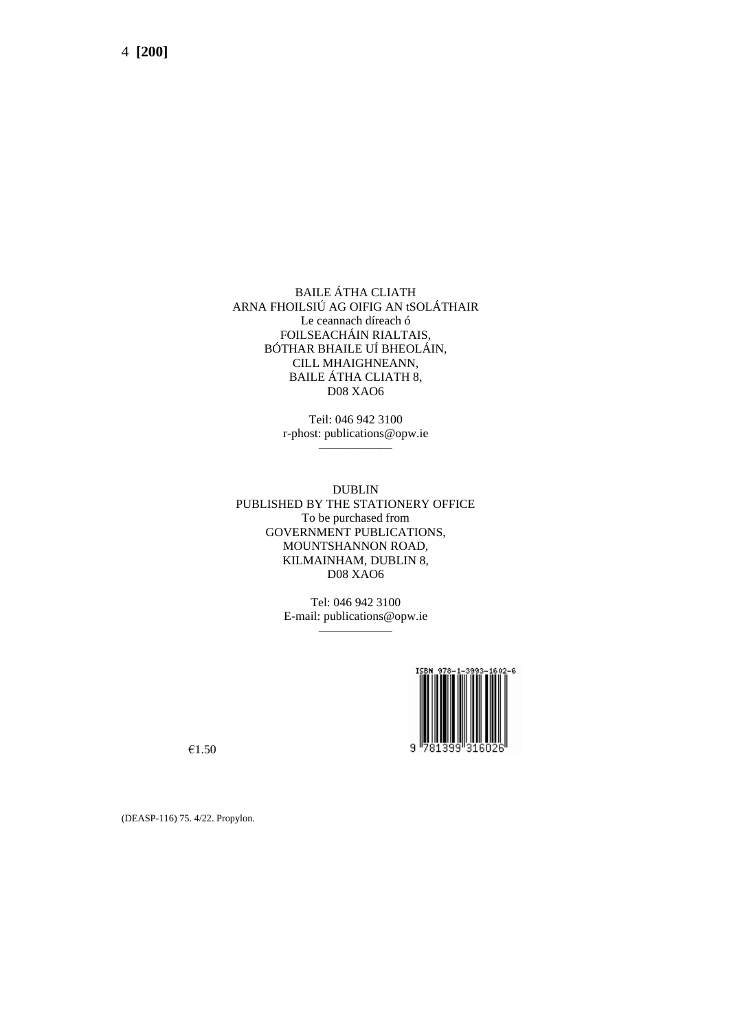[200]

BAILE ÁTHA CLIATH
ARNA FHOILSIÚ AG OIFIG AN tSOLÁTHAIR
Le ceannach díreach ó
FOILSEACHÁIN RIALTAIS,
BÓTHAR BHAILE UÍ BHEOLÁIN,
CILL MHAIGHNEANN,
BAILE ÁTHA CLIATH 8,
D08 XAO6

Teil: 046 942 3100
r-phost: publications@opw.ie

---

DUBLIN
PUBLISHED BY THE STATIONERY OFFICE
To be purchased from
GOVERNMENT PUBLICATIONS,
MOUNTSHANNON ROAD,
KILMAINHAM, DUBLIN 8,
D08 XAO6

Tel: 046 942 3100
E-mail: publications@opw.ie

---

ISBN 978-1-3993-1602-6

9 781399 316026

€1.50

(DEASP-116) 75. 4/22. Propylon.